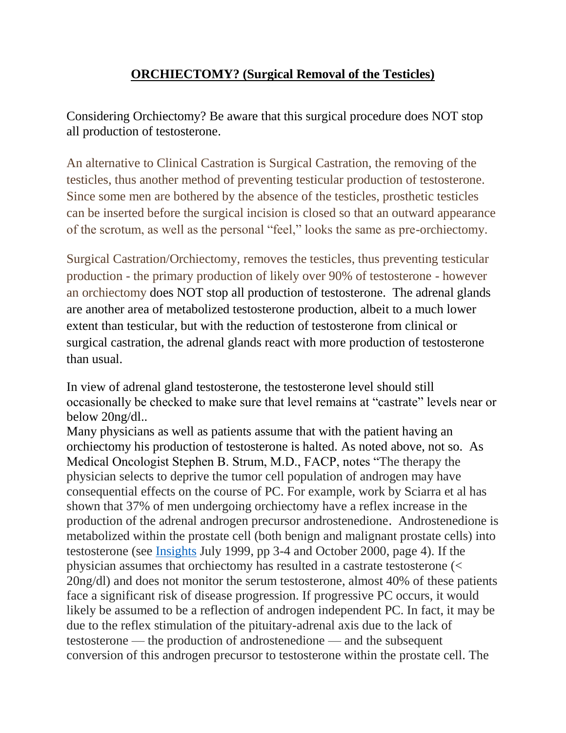# ORCHIECTOMY? (Surgical Removal of the Testicles)

Considering Orchiectomy? Be aware that this surgical procedure does NOT stop all production of testosterone.

An alternative to Clinical Castration is Surgical Castration, the removing of the testicles, thus another method of preventing testicular production of testosterone. Since some men are bothered by the absence of the testicles, prosthetic testicles can be inserted before the surgical incision is closed so that an outward appearance of the scrotum, as well as the personal "feel," looks the same as pre-orchiectomy.

Surgical Castration/Orchiectomy, removes the testicles, thus preventing testicular production - the primary production of likely over 90% of testosterone - however an orchiectomy does NOT stop all production of testosterone. The adrenal glands are another area of metabolized testosterone production, albeit to a much lower extent than testicular, but with the reduction of testosterone from clinical or surgical castration, the adrenal glands react with more production of testosterone than usual.

In view of adrenal gland testosterone, the testosterone level should still occasionally be checked to make sure that level remains at "castrate" levels near or below 20ng/dl..

Many physicians as well as patients assume that with the patient having an orchiectomy his production of testosterone is halted. As noted above, not so. As Medical Oncologist Stephen B. Strum, M.D., FACP, notes "The therapy the physician selects to deprive the tumor cell population of androgen may have consequential effects on the course of PC. For example, work by Sciarra et al has shown that 37% of men undergoing orchiectomy have a reflex increase in the production of the adrenal androgen precursor androstenedione. Androstenedione is metabolized within the prostate cell (both benign and malignant prostate cells) into testosterone (see Insights July 1999, pp 3-4 and October 2000, page 4). If the physician assumes that orchiectomy has resulted in a castrate testosterone (< 20ng/dl) and does not monitor the serum testosterone, almost 40% of these patients face a significant risk of disease progression. If progressive PC occurs, it would likely be assumed to be a reflection of androgen independent PC. In fact, it may be due to the reflex stimulation of the pituitary-adrenal axis due to the lack of testosterone — the production of androstenedione — and the subsequent conversion of this androgen precursor to testosterone within the prostate cell. The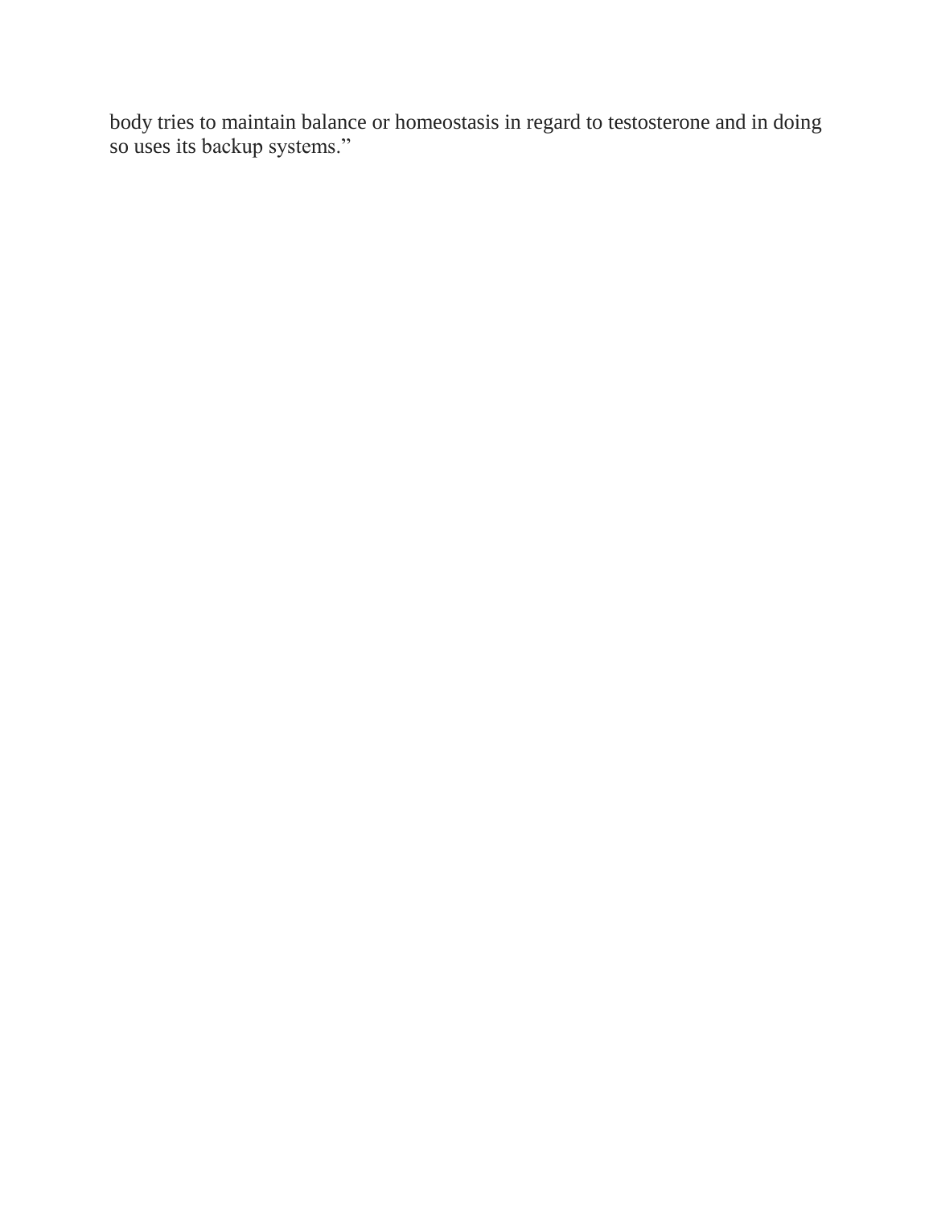body tries to maintain balance or homeostasis in regard to testosterone and in doing so uses its backup systems."